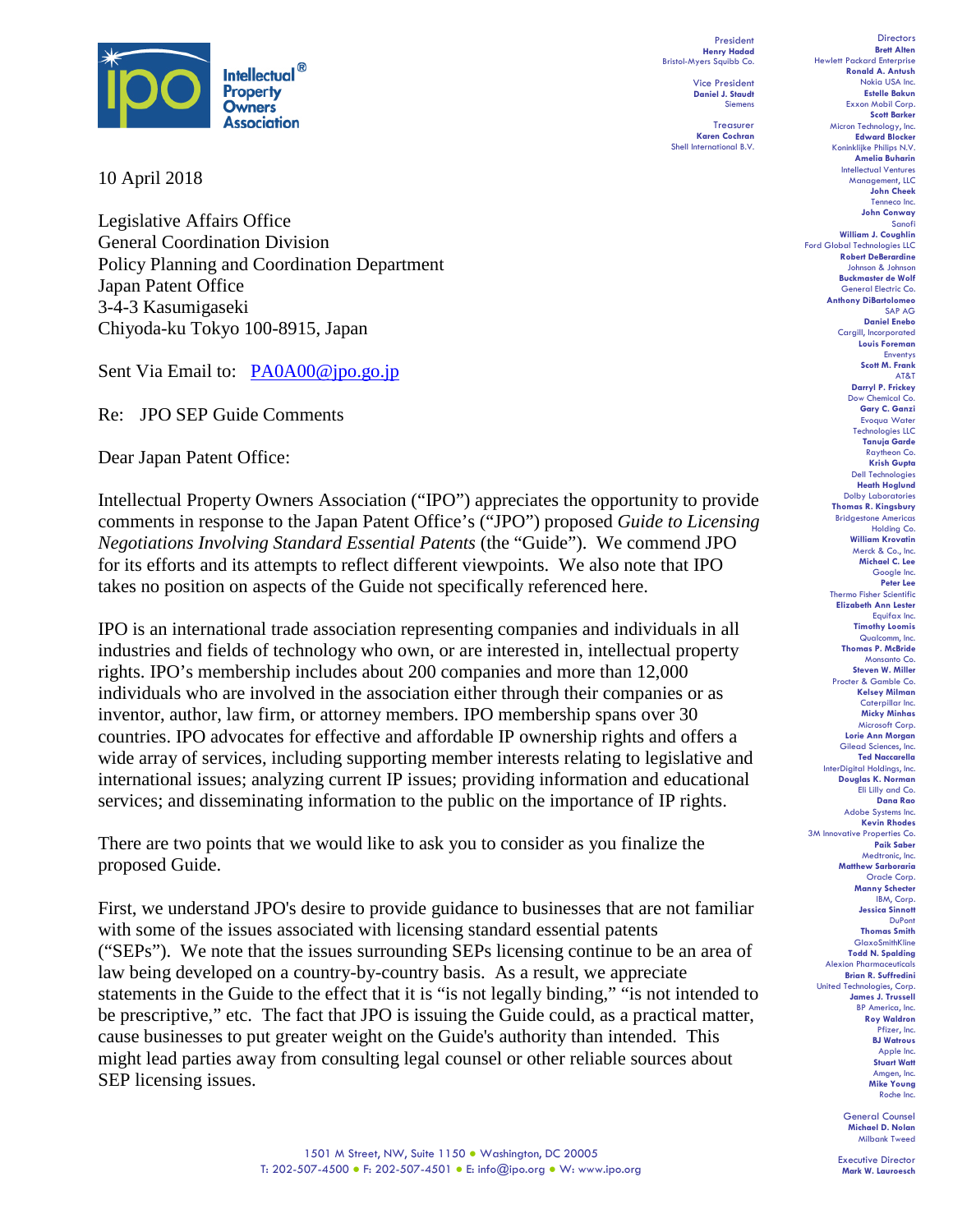Intellectual® Property Owners Association

President
**Henry Hadad**
Bristol-Myers Squibb Co.

Vice President
**Daniel J. Staudt**
Siemens

Treasurer
**Karen Cochran**
Shell International B.V.

Directors
**Brett Alten**
Hewlett Packard Enterprise
**Ronald A. Antush**
Nokia USA Inc.
**Estelle Bakun**
Exxon Mobil Corp.
**Scott Barker**
Micron Technology, Inc.
**Edward Blocker**
Koninklijke Philips N.V.
**Amelia Buharin**
Intellectual Ventures Management, LLC
**John Cheek**
Tenneco Inc.
**John Conway**
Sanofi
**William J. Coughlin**
Ford Global Technologies LLC
**Robert DeBerardine**
Johnson & Johnson
**Buckmaster de Wolf**
General Electric Co.
**Anthony DiBartolomeo**
SAP AG
**Daniel Enebo**
Cargill, Incorporated
**Louis Foreman**
Enventys
**Scott M. Frank**
AT&T
**Darryl P. Frickey**
Dow Chemical Co.
**Gary C. Ganzi**
Evoqua Water Technologies LLC
**Tanuja Garde**
Raytheon Co.
**Krish Gupta**
Dell Technologies
**Heath Hoglund**
Dolby Laboratories
**Thomas R. Kingsbury**
Bridgestone Americas Holding Co.
**William Krovatin**
Merck & Co., Inc.
**Michael C. Lee**
Google Inc.
**Peter Lee**
Thermo Fisher Scientific
**Elizabeth Ann Lester**
Equifax Inc.
**Timothy Loomis**
Qualcomm, Inc.
**Thomas P. McBride**
Monsanto Co.
**Steven W. Miller**
Procter & Gamble Co.
**Kelsey Milman**
Caterpillar Inc.
**Micky Minhas**
Microsoft Corp.
**Lorie Ann Morgan**
Gilead Sciences, Inc.
**Ted Naccarella**
InterDigital Holdings, Inc.
**Douglas K. Norman**
Eli Lilly and Co.
**Dana Rao**
Adobe Systems Inc.
**Kevin Rhodes**
3M Innovative Properties Co.
**Paik Saber**
Medtronic, Inc.
**Matthew Sarboraria**
Oracle Corp.
**Manny Schecter**
IBM, Corp.
**Jessica Sinnott**
DuPont
**Thomas Smith**
GlaxoSmithKline
**Todd N. Spalding**
Alexion Pharmaceuticals
**Brian R. Suffredini**
United Technologies, Corp.
**James J. Trussell**
BP America, Inc.
**Roy Waldron**
Pfizer, Inc.
**BJ Watrous**
Apple Inc.
**Stuart Watt**
Amgen, Inc.
**Mike Young**
Roche Inc.

General Counsel
**Michael D. Nolan**
Milbank Tweed

Executive Director
**Mark W. Lauroesch**

10 April 2018

Legislative Affairs Office
General Coordination Division
Policy Planning and Coordination Department
Japan Patent Office
3-4-3 Kasumigaseki
Chiyoda-ku Tokyo 100-8915, Japan

Sent Via Email to: PA0A00@jpo.go.jp

Re: JPO SEP Guide Comments

Dear Japan Patent Office:

Intellectual Property Owners Association ("IPO") appreciates the opportunity to provide comments in response to the Japan Patent Office's ("JPO") proposed *Guide to Licensing Negotiations Involving Standard Essential Patents* (the "Guide"). We commend JPO for its efforts and its attempts to reflect different viewpoints. We also note that IPO takes no position on aspects of the Guide not specifically referenced here.

IPO is an international trade association representing companies and individuals in all industries and fields of technology who own, or are interested in, intellectual property rights. IPO's membership includes about 200 companies and more than 12,000 individuals who are involved in the association either through their companies or as inventor, author, law firm, or attorney members. IPO membership spans over 30 countries. IPO advocates for effective and affordable IP ownership rights and offers a wide array of services, including supporting member interests relating to legislative and international issues; analyzing current IP issues; providing information and educational services; and disseminating information to the public on the importance of IP rights.

There are two points that we would like to ask you to consider as you finalize the proposed Guide.

First, we understand JPO's desire to provide guidance to businesses that are not familiar with some of the issues associated with licensing standard essential patents ("SEPs"). We note that the issues surrounding SEPs licensing continue to be an area of law being developed on a country-by-country basis. As a result, we appreciate statements in the Guide to the effect that it is "is not legally binding," "is not intended to be prescriptive," etc. The fact that JPO is issuing the Guide could, as a practical matter, cause businesses to put greater weight on the Guide's authority than intended. This might lead parties away from consulting legal counsel or other reliable sources about SEP licensing issues.

1501 M Street, NW, Suite 1150 ● Washington, DC 20005
T: 202-507-4500 ● F: 202-507-4501 ● E: info@ipo.org ● W: www.ipo.org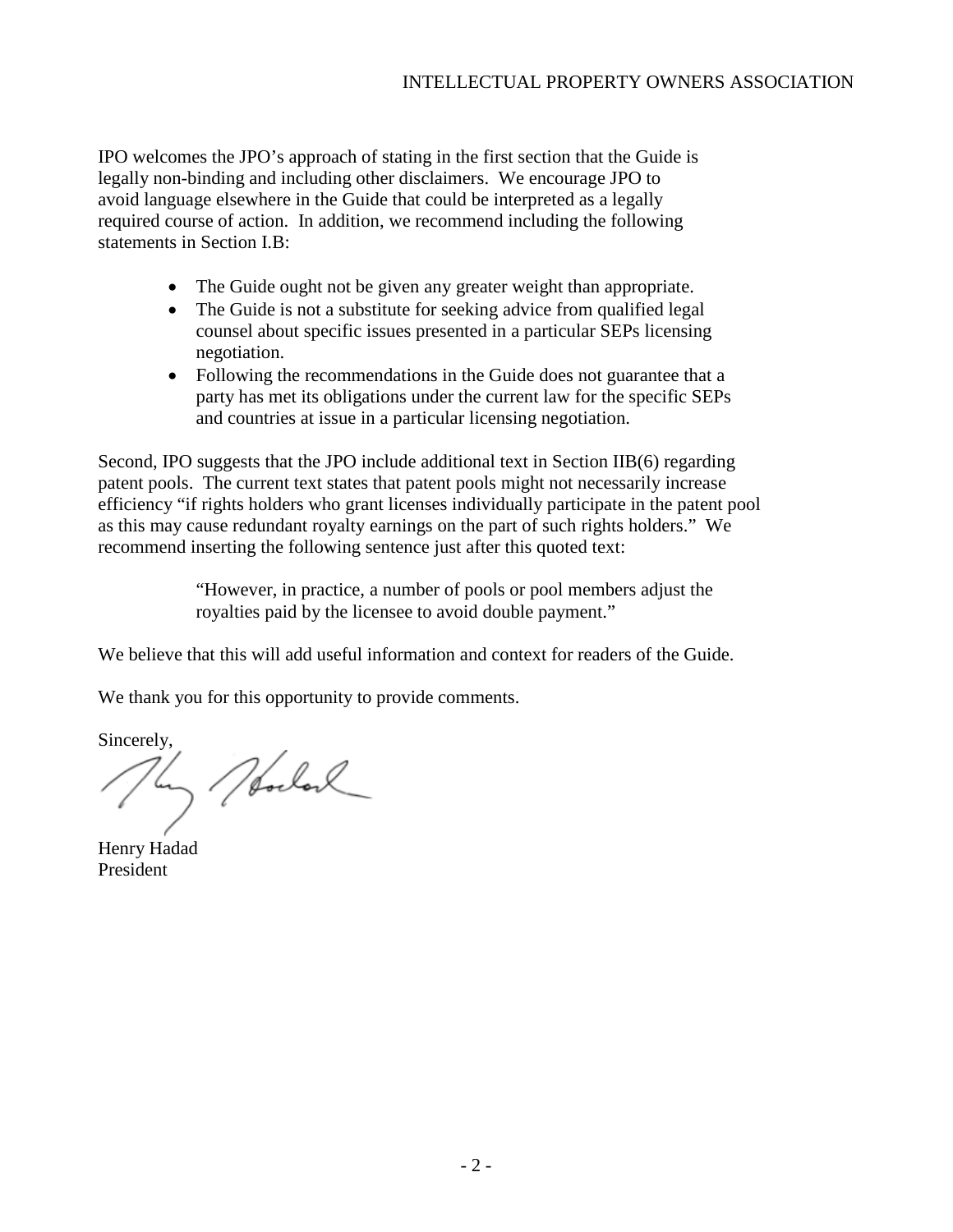IPO welcomes the JPO's approach of stating in the first section that the Guide is legally non-binding and including other disclaimers. We encourage JPO to avoid language elsewhere in the Guide that could be interpreted as a legally required course of action. In addition, we recommend including the following statements in Section I.B:

- The Guide ought not be given any greater weight than appropriate.
- The Guide is not a substitute for seeking advice from qualified legal counsel about specific issues presented in a particular SEPs licensing negotiation.
- Following the recommendations in the Guide does not guarantee that a party has met its obligations under the current law for the specific SEPs and countries at issue in a particular licensing negotiation.

Second, IPO suggests that the JPO include additional text in Section IIB(6) regarding patent pools. The current text states that patent pools might not necessarily increase efficiency "if rights holders who grant licenses individually participate in the patent pool as this may cause redundant royalty earnings on the part of such rights holders." We recommend inserting the following sentence just after this quoted text:

> "However, in practice, a number of pools or pool members adjust the royalties paid by the licensee to avoid double payment."

We believe that this will add useful information and context for readers of the Guide.

We thank you for this opportunity to provide comments.

Sincerely,

Henry Hadad
President